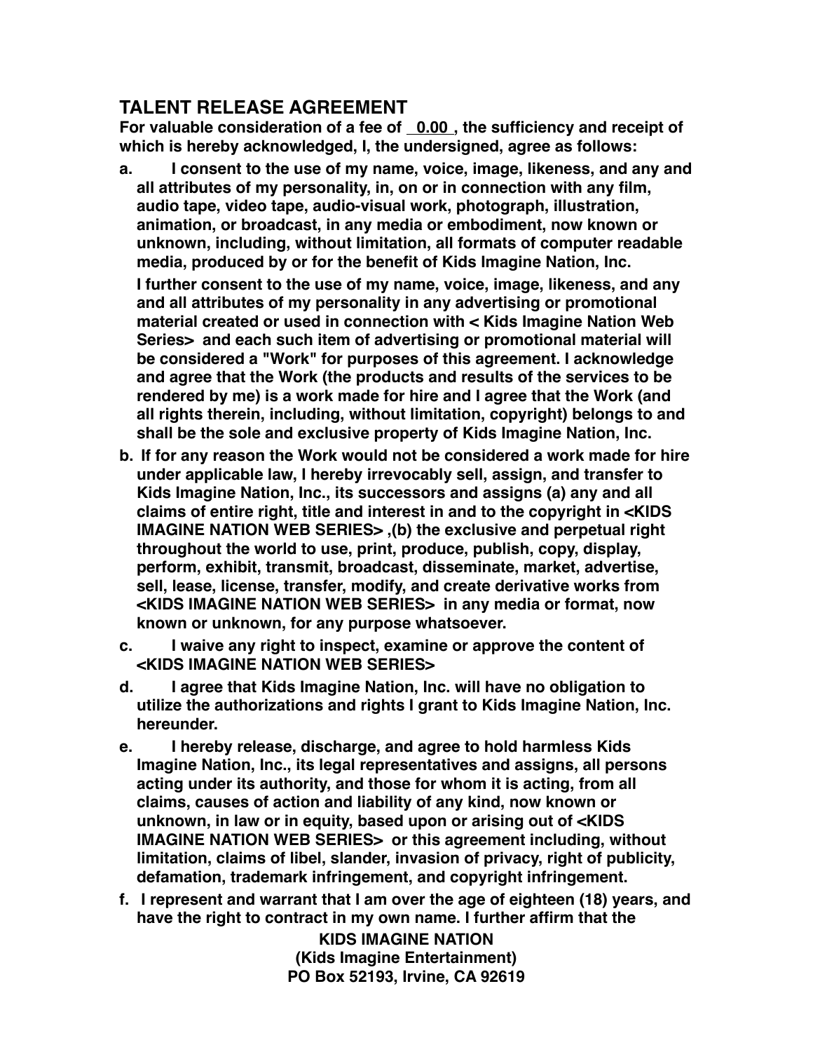# TALENT RELEASE AGREEMENT

**For valuable consideration of a fee of 0.00, the sufficiency and receipt of which is hereby acknowledged, I, the undersigned, agree as follows:**

**a. I consent to the use of my name, voice, image, likeness, and any and all attributes of my personality, in, on or in connection with any film, audio tape, video tape, audio-visual work, photograph, illustration, animation, or broadcast, in any media or embodiment, now known or unknown, including, without limitation, all formats of computer readable media, produced by or for the benefit of Kids Imagine Nation, Inc.**

**I further consent to the use of my name, voice, image, likeness, and any and all attributes of my personality in any advertising or promotional material created or used in connection with < Kids Imagine Nation Web Series> and each such item of advertising or promotional material will be considered a "Work" for purposes of this agreement. I acknowledge and agree that the Work (the products and results of the services to be rendered by me) is a work made for hire and I agree that the Work (and all rights therein, including, without limitation, copyright) belongs to and shall be the sole and exclusive property of Kids Imagine Nation, Inc.**

**b. If for any reason the Work would not be considered a work made for hire under applicable law, I hereby irrevocably sell, assign, and transfer to Kids Imagine Nation, Inc., its successors and assigns (a) any and all claims of entire right, title and interest in and to the copyright in <KIDS IMAGINE NATION WEB SERIES> ,(b) the exclusive and perpetual right throughout the world to use, print, produce, publish, copy, display, perform, exhibit, transmit, broadcast, disseminate, market, advertise, sell, lease, license, transfer, modify, and create derivative works from <KIDS IMAGINE NATION WEB SERIES> in any media or format, now known or unknown, for any purpose whatsoever.**

**c. I waive any right to inspect, examine or approve the content of <KIDS IMAGINE NATION WEB SERIES>**

**d. I agree that Kids Imagine Nation, Inc. will have no obligation to utilize the authorizations and rights I grant to Kids Imagine Nation, Inc. hereunder.**

**e. I hereby release, discharge, and agree to hold harmless Kids Imagine Nation, Inc., its legal representatives and assigns, all persons acting under its authority, and those for whom it is acting, from all claims, causes of action and liability of any kind, now known or unknown, in law or in equity, based upon or arising out of <KIDS IMAGINE NATION WEB SERIES> or this agreement including, without limitation, claims of libel, slander, invasion of privacy, right of publicity, defamation, trademark infringement, and copyright infringement.**

**f. I represent and warrant that I am over the age of eighteen (18) years, and have the right to contract in my own name. I further affirm that the**

**KIDS IMAGINE NATION**
**(Kids Imagine Entertainment)**
**PO Box 52193, Irvine, CA 92619**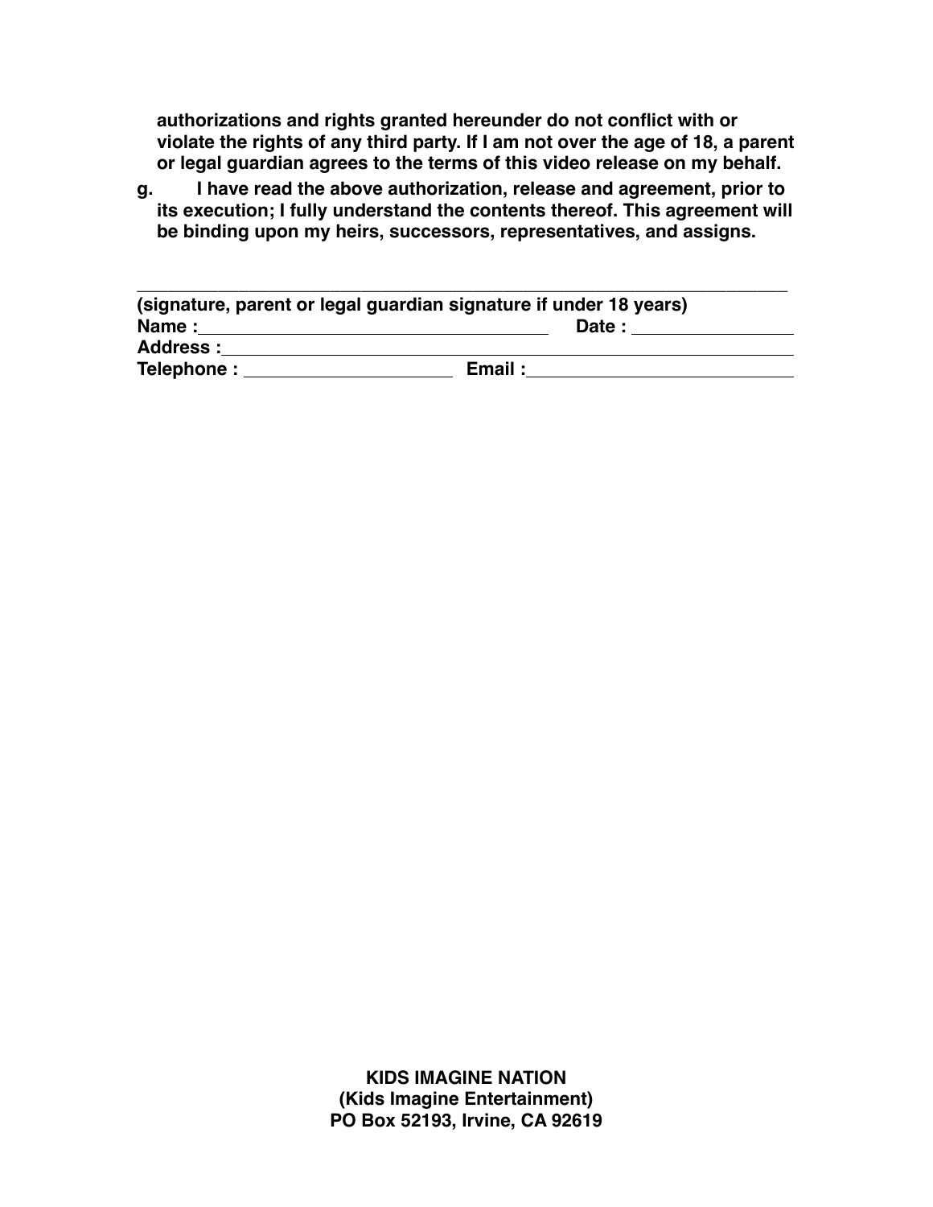**authorizations and rights granted hereunder do not conflict with or violate the rights of any third party. If I am not over the age of 18, a parent or legal guardian agrees to the terms of this video release on my behalf.**

**g. I have read the above authorization, release and agreement, prior to its execution; I fully understand the contents thereof. This agreement will be binding upon my heirs, successors, representatives, and assigns.**

\_\_\_\_\_\_\_\_\_\_\_\_\_\_\_\_\_\_\_\_\_\_\_\_\_\_\_\_\_\_\_\_\_\_\_\_\_\_\_\_\_\_\_\_\_\_\_\_\_\_\_\_\_\_\_\_\_\_

**(signature, parent or legal guardian signature if under 18 years)**

**Name :**\_\_\_\_\_\_\_\_\_\_\_\_\_\_\_\_\_\_\_\_\_\_\_\_\_\_\_\_\_\_\_\_ **Date :** \_\_\_\_\_\_\_\_\_\_\_\_\_\_\_

**Address :**\_\_\_\_\_\_\_\_\_\_\_\_\_\_\_\_\_\_\_\_\_\_\_\_\_\_\_\_\_\_\_\_\_\_\_\_\_\_\_\_\_\_\_\_\_\_\_\_\_\_\_

**Telephone :** \_\_\_\_\_\_\_\_\_\_\_\_\_\_\_\_\_\_\_\_ **Email :**\_\_\_\_\_\_\_\_\_\_\_\_\_\_\_\_\_\_\_\_\_\_\_\_\_\_

**KIDS IMAGINE NATION**
**(Kids Imagine Entertainment)**
**PO Box 52193, Irvine, CA 92619**